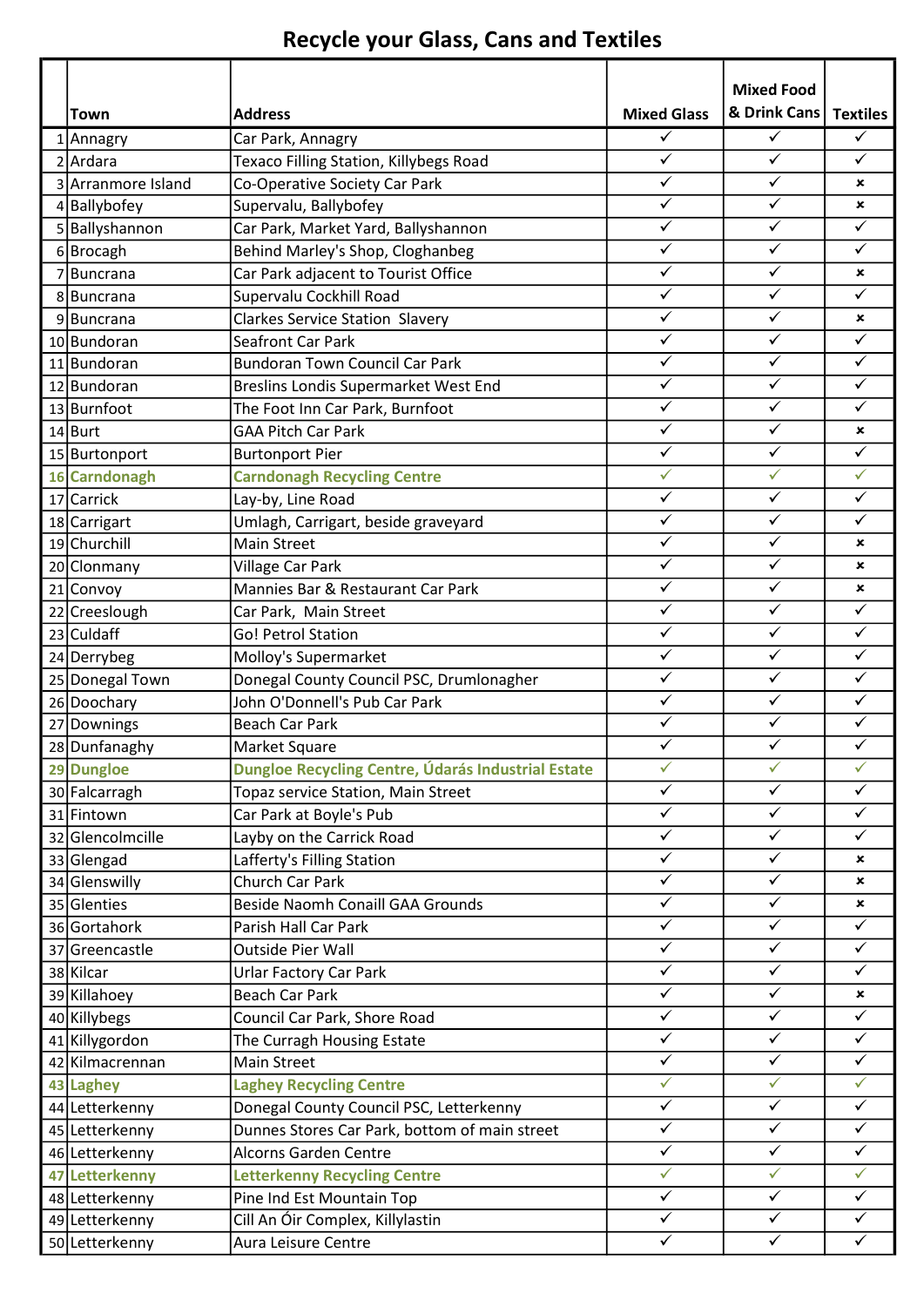# Recycle your Glass, Cans and Textiles

| | Town | Address | Mixed Glass | Mixed Food & Drink Cans | Textiles |
|---|---|---|---|---|---|
| 1 | Annagry | Car Park, Annagry | ✓ | ✓ | ✓ |
| 2 | Ardara | Texaco Filling Station, Killybegs Road | ✓ | ✓ | ✓ |
| 3 | Arranmore Island | Co-Operative Society Car Park | ✓ | ✓ | × |
| 4 | Ballybofey | Supervalu, Ballybofey | ✓ | ✓ | × |
| 5 | Ballyshannon | Car Park, Market Yard, Ballyshannon | ✓ | ✓ | ✓ |
| 6 | Brocagh | Behind Marley's Shop, Cloghanbeg | ✓ | ✓ | ✓ |
| 7 | Buncrana | Car Park adjacent to Tourist Office | ✓ | ✓ | × |
| 8 | Buncrana | Supervalu Cockhill Road | ✓ | ✓ | ✓ |
| 9 | Buncrana | Clarkes Service Station Slavery | ✓ | ✓ | × |
| 10 | Bundoran | Seafront Car Park | ✓ | ✓ | ✓ |
| 11 | Bundoran | Bundoran Town Council Car Park | ✓ | ✓ | ✓ |
| 12 | Bundoran | Breslins Londis Supermarket West End | ✓ | ✓ | ✓ |
| 13 | Burnfoot | The Foot Inn Car Park, Burnfoot | ✓ | ✓ | ✓ |
| 14 | Burt | GAA Pitch Car Park | ✓ | ✓ | × |
| 15 | Burtonport | Burtonport Pier | ✓ | ✓ | ✓ |
| 16 | **Carndonagh** | **Carndonagh Recycling Centre** | ✓ | ✓ | ✓ |
| 17 | Carrick | Lay-by, Line Road | ✓ | ✓ | ✓ |
| 18 | Carrigart | Umlagh, Carrigart, beside graveyard | ✓ | ✓ | ✓ |
| 19 | Churchill | Main Street | ✓ | ✓ | × |
| 20 | Clonmany | Village Car Park | ✓ | ✓ | × |
| 21 | Convoy | Mannies Bar & Restaurant Car Park | ✓ | ✓ | × |
| 22 | Creeslough | Car Park, Main Street | ✓ | ✓ | ✓ |
| 23 | Culdaff | Go! Petrol Station | ✓ | ✓ | ✓ |
| 24 | Derrybeg | Molloy's Supermarket | ✓ | ✓ | ✓ |
| 25 | Donegal Town | Donegal County Council PSC, Drumlonagher | ✓ | ✓ | ✓ |
| 26 | Doochary | John O'Donnell's Pub Car Park | ✓ | ✓ | ✓ |
| 27 | Downings | Beach Car Park | ✓ | ✓ | ✓ |
| 28 | Dunfanaghy | Market Square | ✓ | ✓ | ✓ |
| 29 | **Dungloe** | **Dungloe Recycling Centre, Údarás Industrial Estate** | ✓ | ✓ | ✓ |
| 30 | Falcarragh | Topaz service Station, Main Street | ✓ | ✓ | ✓ |
| 31 | Fintown | Car Park at Boyle's Pub | ✓ | ✓ | ✓ |
| 32 | Glencolmcille | Layby on the Carrick Road | ✓ | ✓ | ✓ |
| 33 | Glengad | Lafferty's Filling Station | ✓ | ✓ | × |
| 34 | Glenswilly | Church Car Park | ✓ | ✓ | × |
| 35 | Glenties | Beside Naomh Conaill GAA Grounds | ✓ | ✓ | × |
| 36 | Gortahork | Parish Hall Car Park | ✓ | ✓ | ✓ |
| 37 | Greencastle | Outside Pier Wall | ✓ | ✓ | ✓ |
| 38 | Kilcar | Urlar Factory Car Park | ✓ | ✓ | ✓ |
| 39 | Killahoey | Beach Car Park | ✓ | ✓ | × |
| 40 | Killybegs | Council Car Park, Shore Road | ✓ | ✓ | ✓ |
| 41 | Killygordon | The Curragh Housing Estate | ✓ | ✓ | ✓ |
| 42 | Kilmacrennan | Main Street | ✓ | ✓ | ✓ |
| 43 | **Laghey** | **Laghey Recycling Centre** | ✓ | ✓ | ✓ |
| 44 | Letterkenny | Donegal County Council PSC, Letterkenny | ✓ | ✓ | ✓ |
| 45 | Letterkenny | Dunnes Stores Car Park, bottom of main street | ✓ | ✓ | ✓ |
| 46 | Letterkenny | Alcorns Garden Centre | ✓ | ✓ | ✓ |
| 47 | **Letterkenny** | **Letterkenny Recycling Centre** | ✓ | ✓ | ✓ |
| 48 | Letterkenny | Pine Ind Est Mountain Top | ✓ | ✓ | ✓ |
| 49 | Letterkenny | Cill An Óir Complex, Killylastin | ✓ | ✓ | ✓ |
| 50 | Letterkenny | Aura Leisure Centre | ✓ | ✓ | ✓ |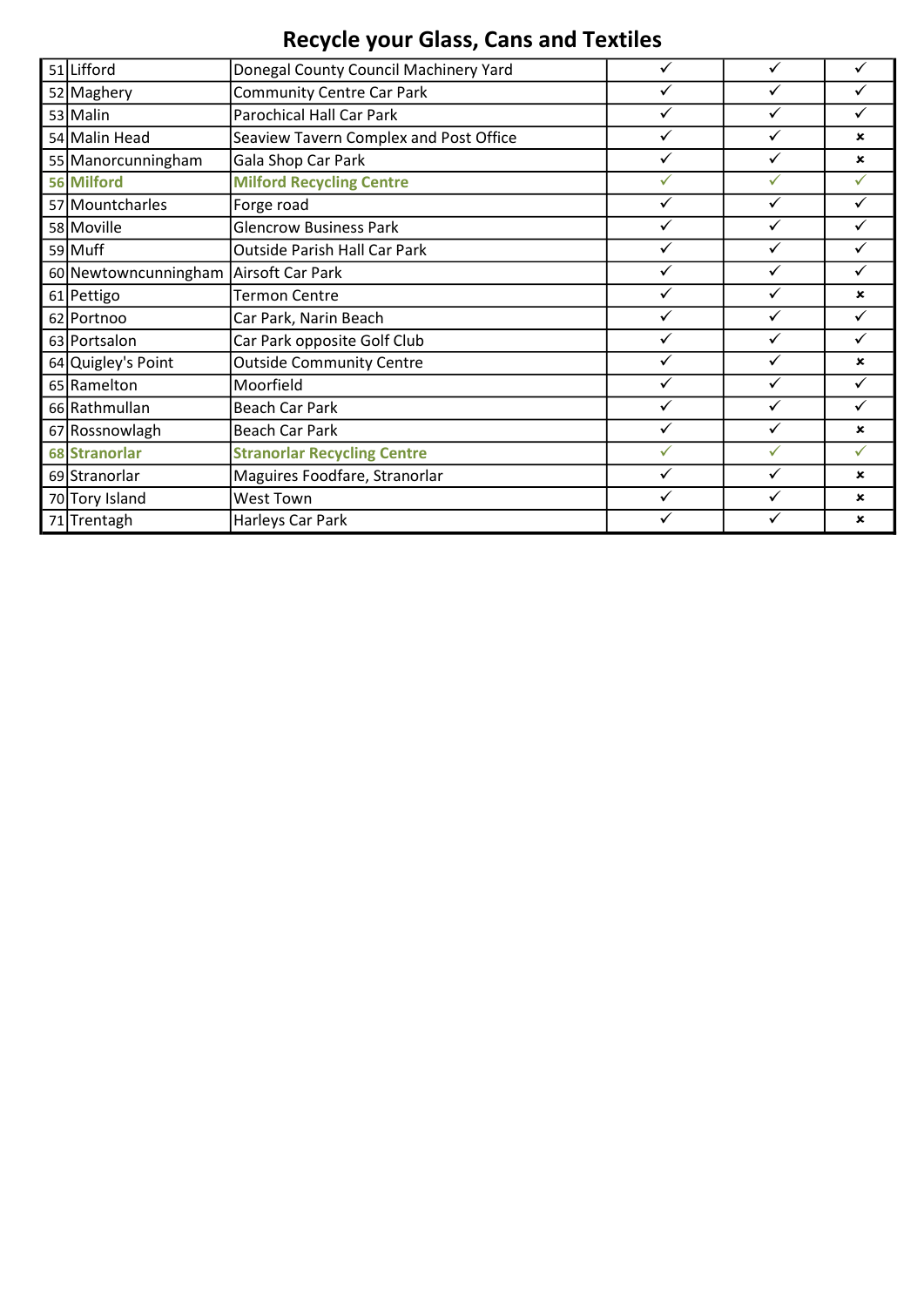# Recycle your Glass, Cans and Textiles

| | | | | | |
|---|---|---|---|---|---|
| 51 | Lifford | Donegal County Council Machinery Yard | ✓ | ✓ | ✓ |
| 52 | Maghery | Community Centre Car Park | ✓ | ✓ | ✓ |
| 53 | Malin | Parochical Hall Car Park | ✓ | ✓ | ✓ |
| 54 | Malin Head | Seaview Tavern Complex and Post Office | ✓ | ✓ | × |
| 55 | Manorcunningham | Gala Shop Car Park | ✓ | ✓ | × |
| **56** | **Milford** | **Milford Recycling Centre** | ✓ | ✓ | ✓ |
| 57 | Mountcharles | Forge road | ✓ | ✓ | ✓ |
| 58 | Moville | Glencrow Business Park | ✓ | ✓ | ✓ |
| 59 | Muff | Outside Parish Hall Car Park | ✓ | ✓ | ✓ |
| 60 | Newtowncunningham | Airsoft Car Park | ✓ | ✓ | ✓ |
| 61 | Pettigo | Termon Centre | ✓ | ✓ | × |
| 62 | Portnoo | Car Park, Narin Beach | ✓ | ✓ | ✓ |
| 63 | Portsalon | Car Park opposite Golf Club | ✓ | ✓ | ✓ |
| 64 | Quigley's Point | Outside Community Centre | ✓ | ✓ | × |
| 65 | Ramelton | Moorfield | ✓ | ✓ | ✓ |
| 66 | Rathmullan | Beach Car Park | ✓ | ✓ | ✓ |
| 67 | Rossnowlagh | Beach Car Park | ✓ | ✓ | × |
| **68** | **Stranorlar** | **Stranorlar Recycling Centre** | ✓ | ✓ | ✓ |
| 69 | Stranorlar | Maguires Foodfare, Stranorlar | ✓ | ✓ | × |
| 70 | Tory Island | West Town | ✓ | ✓ | × |
| 71 | Trentagh | Harleys Car Park | ✓ | ✓ | × |